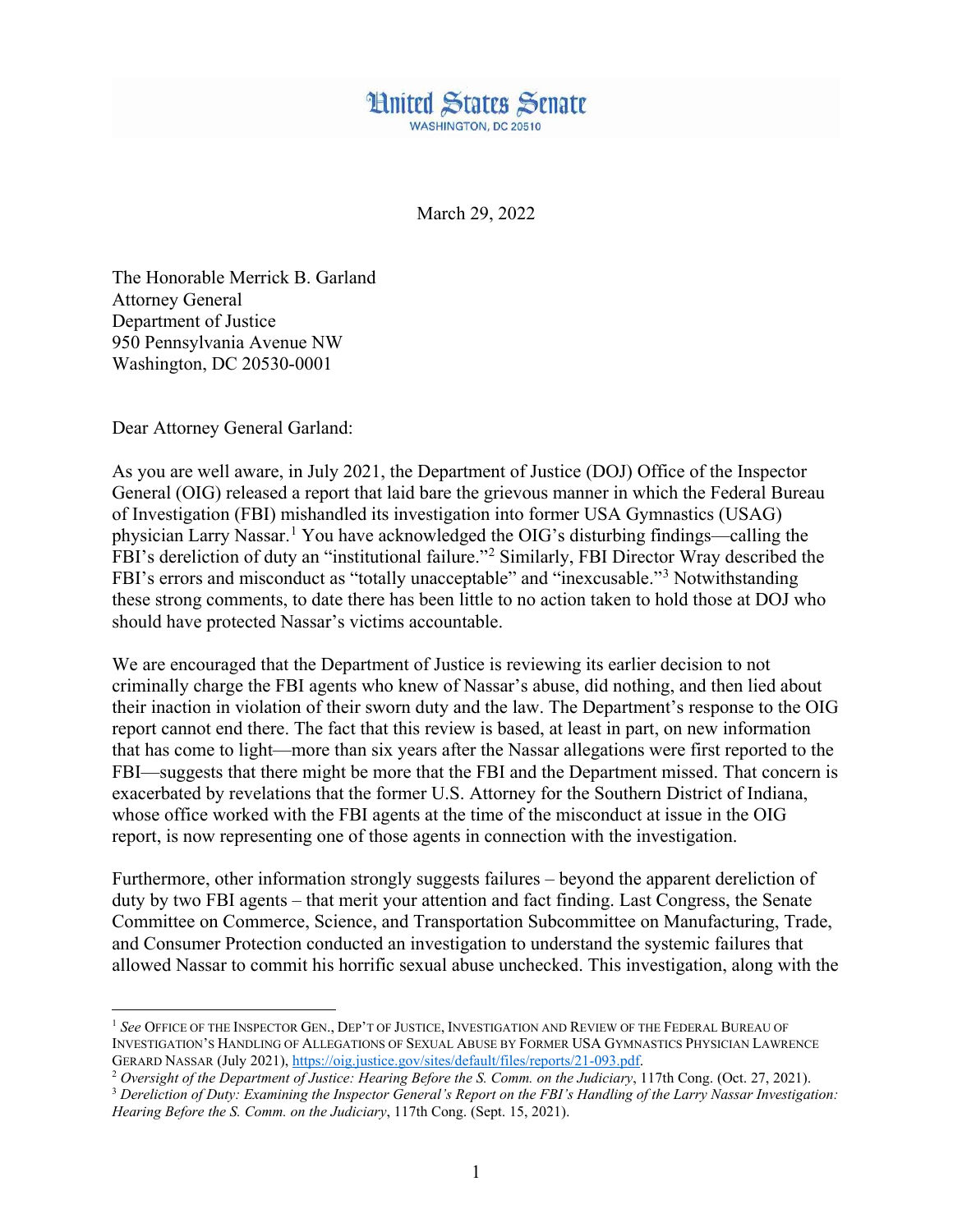United States Senate

WASHINGTON, DC 20510

March 29, 2022

The Honorable Merrick B. Garland
Attorney General
Department of Justice
950 Pennsylvania Avenue NW
Washington, DC 20530-0001

Dear Attorney General Garland:

As you are well aware, in July 2021, the Department of Justice (DOJ) Office of the Inspector General (OIG) released a report that laid bare the grievous manner in which the Federal Bureau of Investigation (FBI) mishandled its investigation into former USA Gymnastics (USAG) physician Larry Nassar.[1] You have acknowledged the OIG's disturbing findings—calling the FBI's dereliction of duty an "institutional failure."[2] Similarly, FBI Director Wray described the FBI's errors and misconduct as "totally unacceptable" and "inexcusable."[3] Notwithstanding these strong comments, to date there has been little to no action taken to hold those at DOJ who should have protected Nassar's victims accountable.

We are encouraged that the Department of Justice is reviewing its earlier decision to not criminally charge the FBI agents who knew of Nassar's abuse, did nothing, and then lied about their inaction in violation of their sworn duty and the law. The Department's response to the OIG report cannot end there. The fact that this review is based, at least in part, on new information that has come to light—more than six years after the Nassar allegations were first reported to the FBI—suggests that there might be more that the FBI and the Department missed. That concern is exacerbated by revelations that the former U.S. Attorney for the Southern District of Indiana, whose office worked with the FBI agents at the time of the misconduct at issue in the OIG report, is now representing one of those agents in connection with the investigation.

Furthermore, other information strongly suggests failures – beyond the apparent dereliction of duty by two FBI agents – that merit your attention and fact finding. Last Congress, the Senate Committee on Commerce, Science, and Transportation Subcommittee on Manufacturing, Trade, and Consumer Protection conducted an investigation to understand the systemic failures that allowed Nassar to commit his horrific sexual abuse unchecked. This investigation, along with the

---

[1] *See* Office of the Inspector Gen., Dep't of Justice, Investigation and Review of the Federal Bureau of Investigation's Handling of Allegations of Sexual Abuse by Former USA Gymnastics Physician Lawrence Gerard Nassar (July 2021), https://oig.justice.gov/sites/default/files/reports/21-093.pdf.

[2] *Oversight of the Department of Justice: Hearing Before the S. Comm. on the Judiciary*, 117th Cong. (Oct. 27, 2021).

[3] *Dereliction of Duty: Examining the Inspector General's Report on the FBI's Handling of the Larry Nassar Investigation: Hearing Before the S. Comm. on the Judiciary*, 117th Cong. (Sept. 15, 2021).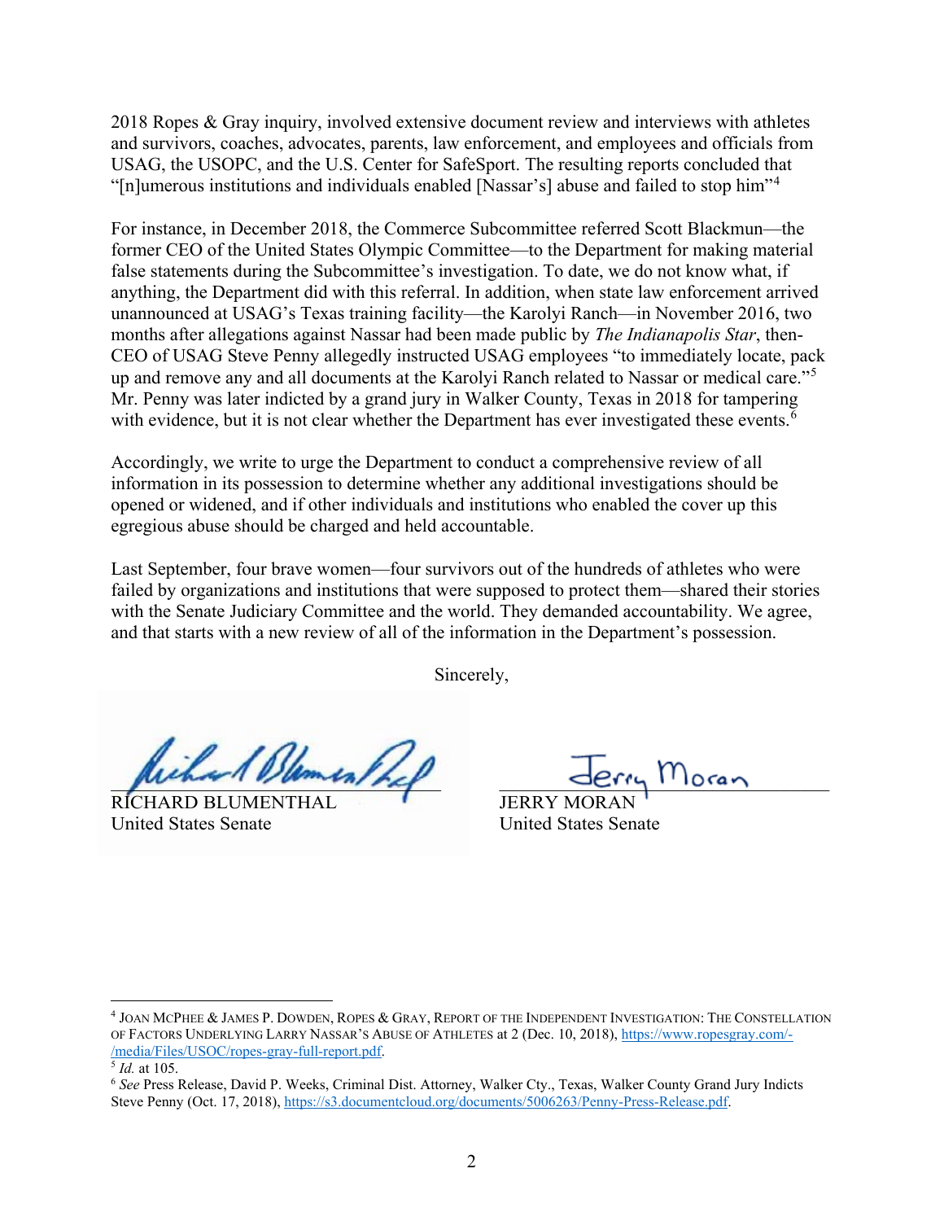2018 Ropes & Gray inquiry, involved extensive document review and interviews with athletes and survivors, coaches, advocates, parents, law enforcement, and employees and officials from USAG, the USOPC, and the U.S. Center for SafeSport. The resulting reports concluded that "[n]umerous institutions and individuals enabled [Nassar's] abuse and failed to stop him"[4]

For instance, in December 2018, the Commerce Subcommittee referred Scott Blackmun—the former CEO of the United States Olympic Committee—to the Department for making material false statements during the Subcommittee's investigation. To date, we do not know what, if anything, the Department did with this referral. In addition, when state law enforcement arrived unannounced at USAG's Texas training facility—the Karolyi Ranch—in November 2016, two months after allegations against Nassar had been made public by *The Indianapolis Star*, then-CEO of USAG Steve Penny allegedly instructed USAG employees "to immediately locate, pack up and remove any and all documents at the Karolyi Ranch related to Nassar or medical care."[5] Mr. Penny was later indicted by a grand jury in Walker County, Texas in 2018 for tampering with evidence, but it is not clear whether the Department has ever investigated these events.[6]

Accordingly, we write to urge the Department to conduct a comprehensive review of all information in its possession to determine whether any additional investigations should be opened or widened, and if other individuals and institutions who enabled the cover up this egregious abuse should be charged and held accountable.

Last September, four brave women—four survivors out of the hundreds of athletes who were failed by organizations and institutions that were supposed to protect them—shared their stories with the Senate Judiciary Committee and the world. They demanded accountability. We agree, and that starts with a new review of all of the information in the Department's possession.

Sincerely,

RICHARD BLUMENTHAL
United States Senate

JERRY MORAN
United States Senate

---

[4] JOAN MCPHEE & JAMES P. DOWDEN, ROPES & GRAY, REPORT OF THE INDEPENDENT INVESTIGATION: THE CONSTELLATION OF FACTORS UNDERLYING LARRY NASSAR'S ABUSE OF ATHLETES at 2 (Dec. 10, 2018), https://www.ropesgray.com/-/media/Files/USOC/ropes-gray-full-report.pdf.

[5] *Id.* at 105.

[6] *See* Press Release, David P. Weeks, Criminal Dist. Attorney, Walker Cty., Texas, Walker County Grand Jury Indicts Steve Penny (Oct. 17, 2018), https://s3.documentcloud.org/documents/5006263/Penny-Press-Release.pdf.